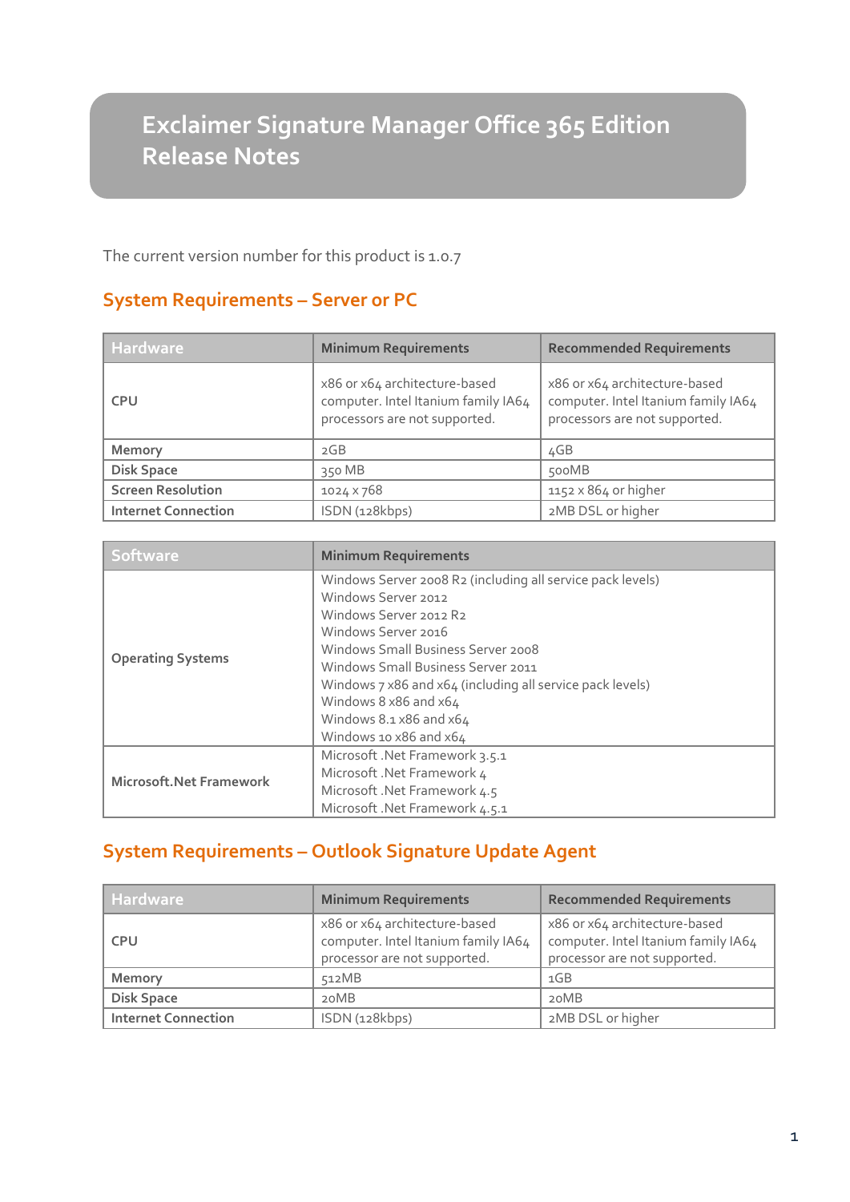# Exclaimer Signature Manager Office 365 Edition Release Notes

The current version number for this product is 1.0.7

## System Requirements – Server or PC

| Hardware | Minimum Requirements | Recommended Requirements |
|---|---|---|
| CPU | x86 or x64 architecture-based computer. Intel Itanium family IA64 processors are not supported. | x86 or x64 architecture-based computer. Intel Itanium family IA64 processors are not supported. |
| Memory | 2GB | 4GB |
| Disk Space | 350 MB | 500MB |
| Screen Resolution | 1024 x 768 | 1152 x 864 or higher |
| Internet Connection | ISDN (128kbps) | 2MB DSL or higher |

| Software | Minimum Requirements |
|---|---|
| Operating Systems | Windows Server 2008 R2 (including all service pack levels)<br>Windows Server 2012<br>Windows Server 2012 R2<br>Windows Server 2016<br>Windows Small Business Server 2008<br>Windows Small Business Server 2011<br>Windows 7 x86 and x64 (including all service pack levels)<br>Windows 8 x86 and x64<br>Windows 8.1 x86 and x64<br>Windows 10 x86 and x64 |
| Microsoft.Net Framework | Microsoft .Net Framework 3.5.1<br>Microsoft .Net Framework 4<br>Microsoft .Net Framework 4.5<br>Microsoft .Net Framework 4.5.1 |

## System Requirements – Outlook Signature Update Agent

| Hardware | Minimum Requirements | Recommended Requirements |
|---|---|---|
| CPU | x86 or x64 architecture-based computer. Intel Itanium family IA64 processor are not supported. | x86 or x64 architecture-based computer. Intel Itanium family IA64 processor are not supported. |
| Memory | 512MB | 1GB |
| Disk Space | 20MB | 20MB |
| Internet Connection | ISDN (128kbps) | 2MB DSL or higher |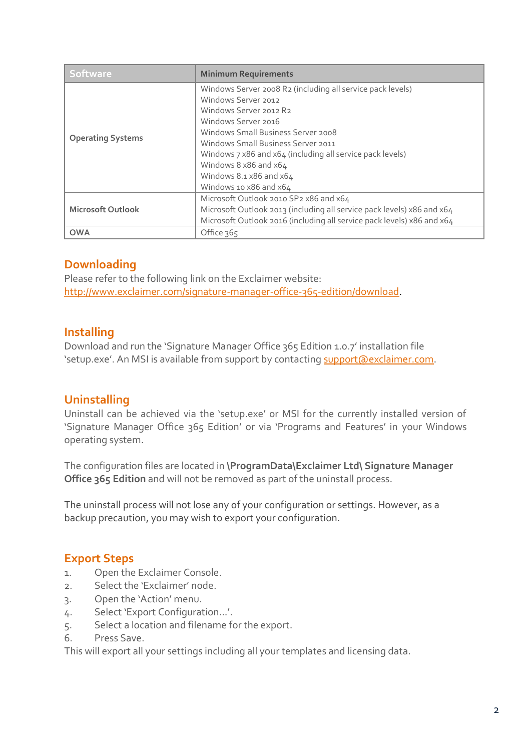| Software | Minimum Requirements |
|---|---|
| **Operating Systems** | Windows Server 2008 R2 (including all service pack levels)<br>Windows Server 2012<br>Windows Server 2012 R2<br>Windows Server 2016<br>Windows Small Business Server 2008<br>Windows Small Business Server 2011<br>Windows 7 x86 and x64 (including all service pack levels)<br>Windows 8 x86 and x64<br>Windows 8.1 x86 and x64<br>Windows 10 x86 and x64 |
| **Microsoft Outlook** | Microsoft Outlook 2010 SP2 x86 and x64<br>Microsoft Outlook 2013 (including all service pack levels) x86 and x64<br>Microsoft Outlook 2016 (including all service pack levels) x86 and x64 |
| **OWA** | Office 365 |

## Downloading

Please refer to the following link on the Exclaimer website:
http://www.exclaimer.com/signature-manager-office-365-edition/download.

## Installing

Download and run the 'Signature Manager Office 365 Edition 1.0.7' installation file 'setup.exe'. An MSI is available from support by contacting support@exclaimer.com.

## Uninstalling

Uninstall can be achieved via the 'setup.exe' or MSI for the currently installed version of 'Signature Manager Office 365 Edition' or via 'Programs and Features' in your Windows operating system.

The configuration files are located in **\ProgramData\Exclaimer Ltd\ Signature Manager Office 365 Edition** and will not be removed as part of the uninstall process.

The uninstall process will not lose any of your configuration or settings. However, as a backup precaution, you may wish to export your configuration.

## Export Steps

1. Open the Exclaimer Console.
2. Select the 'Exclaimer' node.
3. Open the 'Action' menu.
4. Select 'Export Configuration…'.
5. Select a location and filename for the export.
6. Press Save.

This will export all your settings including all your templates and licensing data.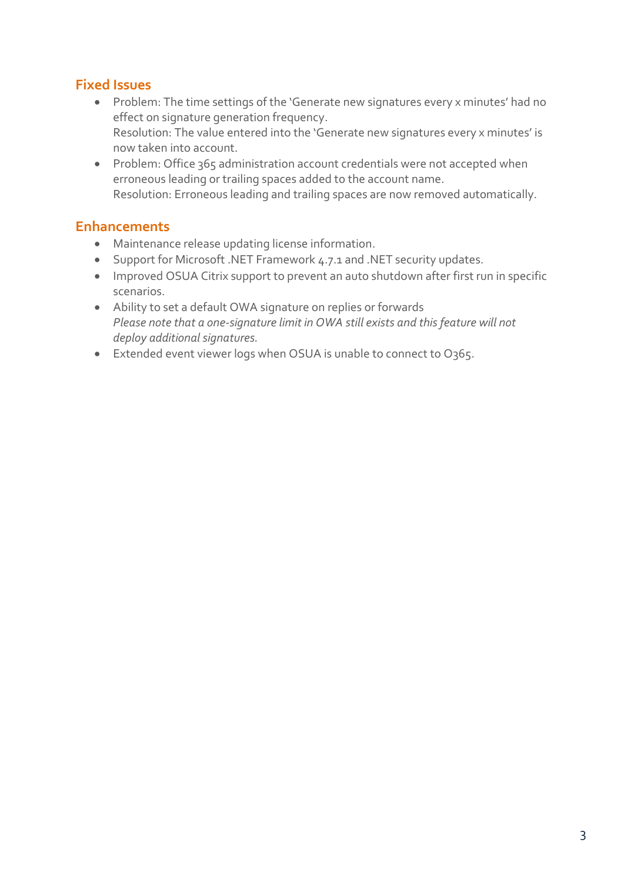## Fixed Issues

- Problem: The time settings of the 'Generate new signatures every x minutes' had no effect on signature generation frequency.
  Resolution: The value entered into the 'Generate new signatures every x minutes' is now taken into account.
- Problem: Office 365 administration account credentials were not accepted when erroneous leading or trailing spaces added to the account name.
  Resolution: Erroneous leading and trailing spaces are now removed automatically.

## Enhancements

- Maintenance release updating license information.
- Support for Microsoft .NET Framework 4.7.1 and .NET security updates.
- Improved OSUA Citrix support to prevent an auto shutdown after first run in specific scenarios.
- Ability to set a default OWA signature on replies or forwards
  *Please note that a one-signature limit in OWA still exists and this feature will not deploy additional signatures.*
- Extended event viewer logs when OSUA is unable to connect to O365.